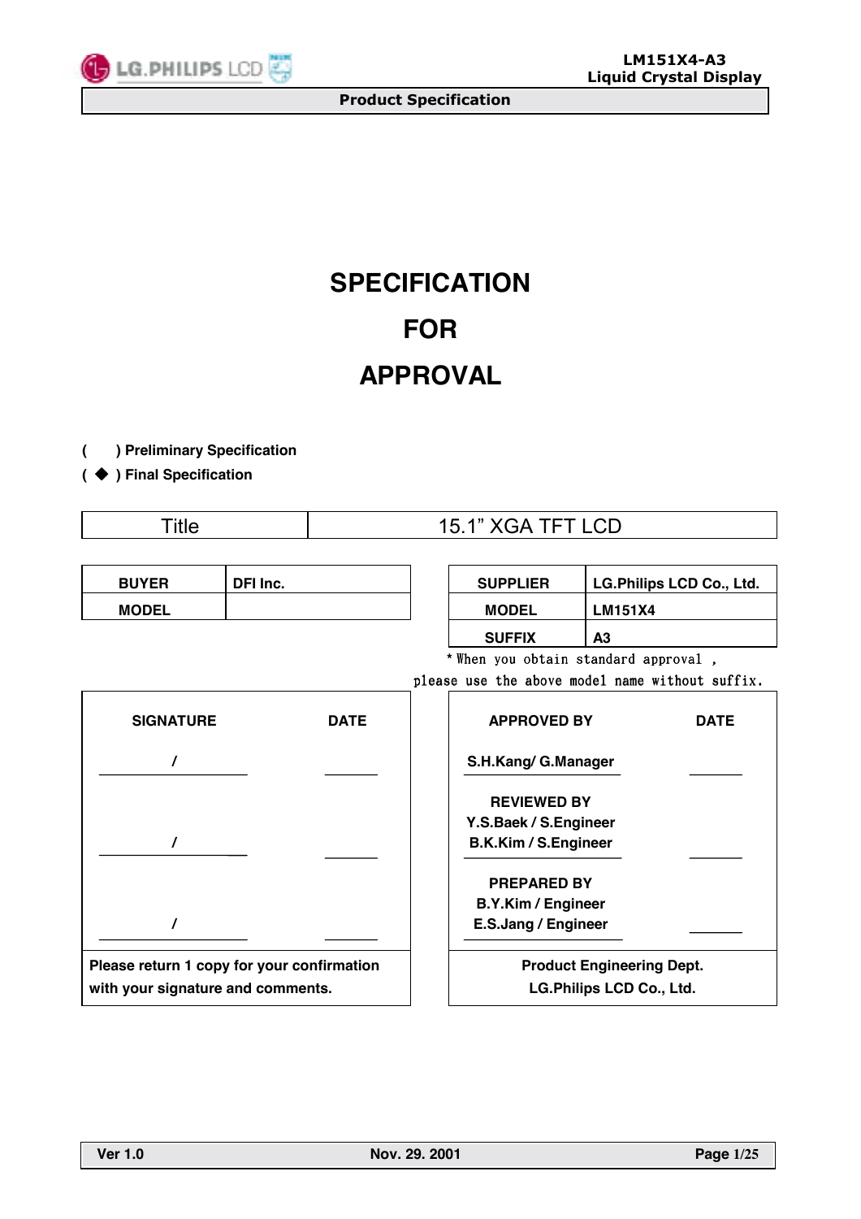# SPECIFICATION FOR APPROVAL

( ) Preliminary Specification

( ◆ ) Final Specification

| Title | 15.1” XGA TFT LCD |
|---|---|

| BUYER | DFI Inc. |
|---|---|
| MODEL | |

| SUPPLIER | LG.Philips LCD Co., Ltd. |
|---|---|
| MODEL | LM151X4 |
| SUFFIX | A3 |

* When you obtain standard approval, please use the above model name without suffix.

| SIGNATURE | DATE |
|---|---|
| / | |
| / | |
| / | |
| Please return 1 copy for your confirmation with your signature and comments. | |

| APPROVED BY | DATE |
|---|---|
| S.H.Kang/ G.Manager | |
| REVIEWED BY<br>Y.S.Baek / S.Engineer<br>B.K.Kim / S.Engineer | |
| PREPARED BY<br>B.Y.Kim / Engineer<br>E.S.Jang / Engineer | |
| Product Engineering Dept.<br>LG.Philips LCD Co., Ltd. | |

Ver 1.0 Nov. 29. 2001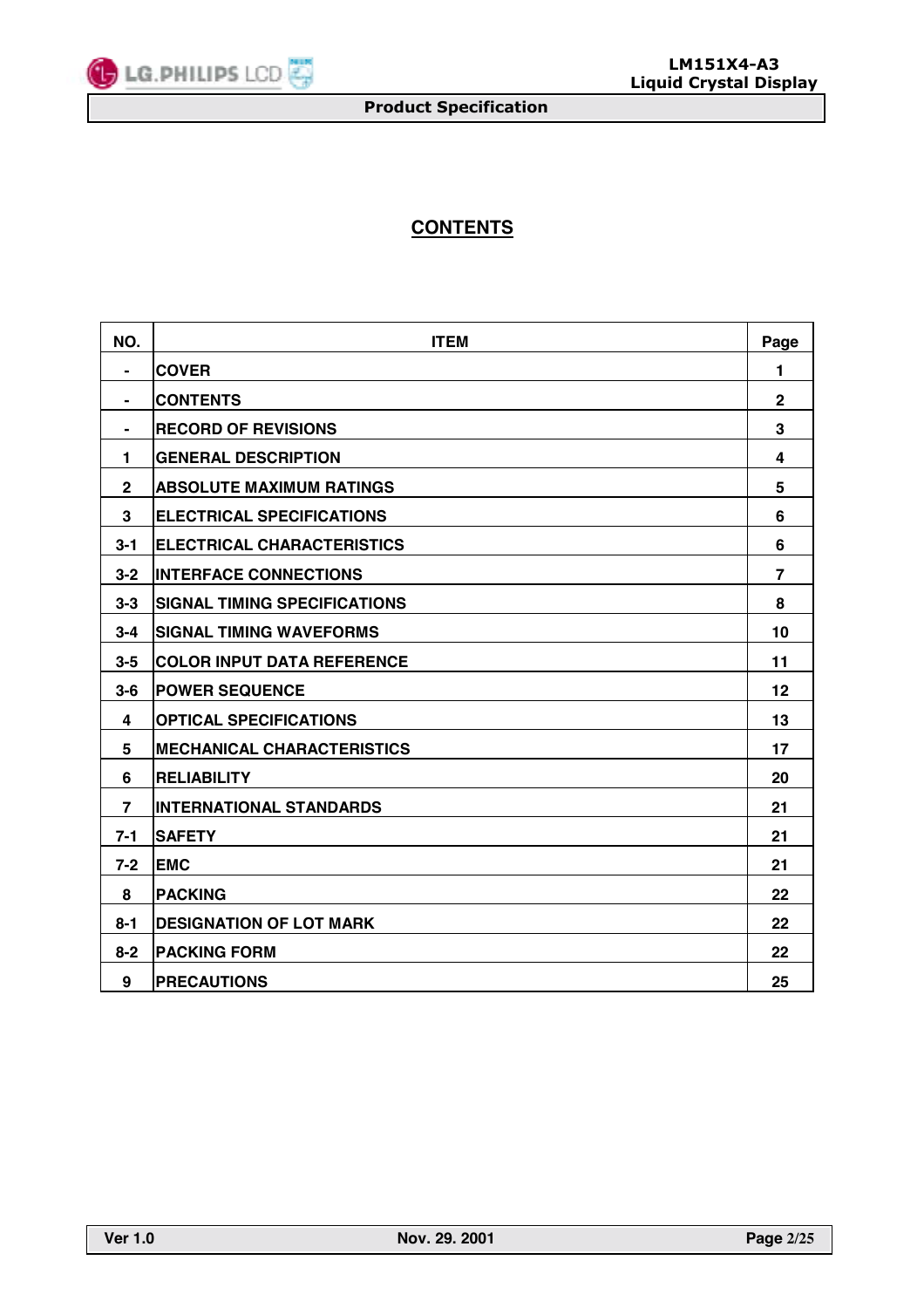# CONTENTS

| NO. | ITEM | Page |
|---|---|---|
| - | COVER | 1 |
| - | CONTENTS | 2 |
| - | RECORD OF REVISIONS | 3 |
| 1 | GENERAL DESCRIPTION | 4 |
| 2 | ABSOLUTE MAXIMUM RATINGS | 5 |
| 3 | ELECTRICAL SPECIFICATIONS | 6 |
| 3-1 | ELECTRICAL CHARACTERISTICS | 6 |
| 3-2 | INTERFACE CONNECTIONS | 7 |
| 3-3 | SIGNAL TIMING SPECIFICATIONS | 8 |
| 3-4 | SIGNAL TIMING WAVEFORMS | 10 |
| 3-5 | COLOR INPUT DATA REFERENCE | 11 |
| 3-6 | POWER SEQUENCE | 12 |
| 4 | OPTICAL SPECIFICATIONS | 13 |
| 5 | MECHANICAL CHARACTERISTICS | 17 |
| 6 | RELIABILITY | 20 |
| 7 | INTERNATIONAL STANDARDS | 21 |
| 7-1 | SAFETY | 21 |
| 7-2 | EMC | 21 |
| 8 | PACKING | 22 |
| 8-1 | DESIGNATION OF LOT MARK | 22 |
| 8-2 | PACKING FORM | 22 |
| 9 | PRECAUTIONS | 25 |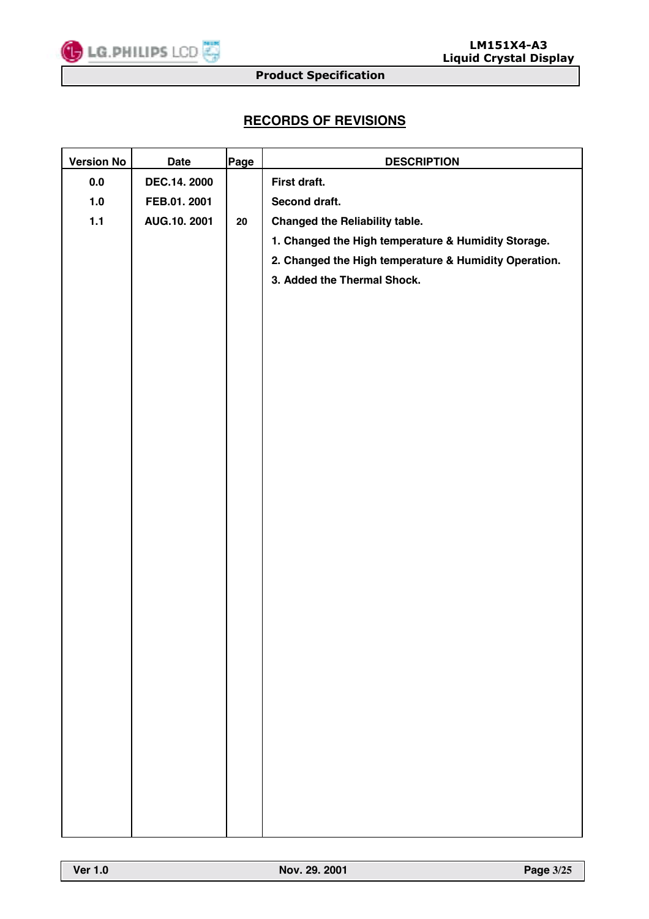## RECORDS OF REVISIONS

| Version No | Date | Page | DESCRIPTION |
|---|---|---|---|
| 0.0 | DEC.14. 2000 | | First draft. |
| 1.0 | FEB.01. 2001 | | Second draft. |
| 1.1 | AUG.10. 2001 | 20 | Changed the Reliability table. |
| | | | 1. Changed the High temperature & Humidity Storage. |
| | | | 2. Changed the High temperature & Humidity Operation. |
| | | | 3. Added the Thermal Shock. |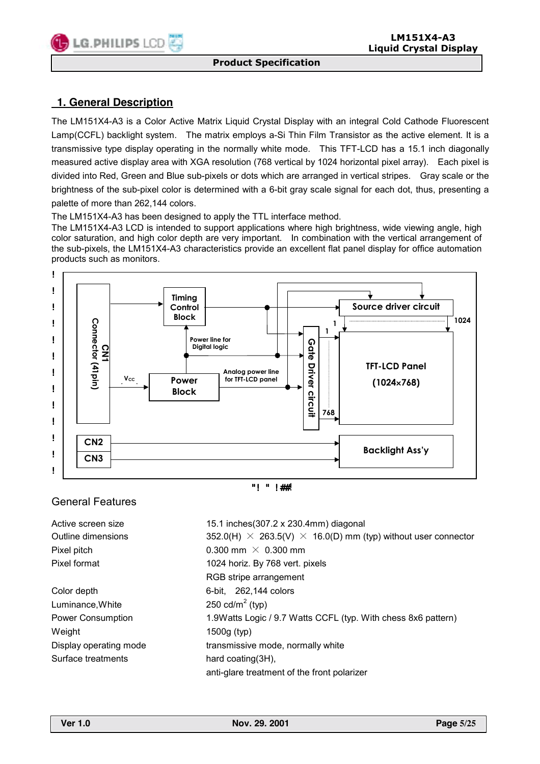## 1. General Description

The LM151X4-A3 is a Color Active Matrix Liquid Crystal Display with an integral Cold Cathode Fluorescent Lamp(CCFL) backlight system. The matrix employs a-Si Thin Film Transistor as the active element. It is a transmissive type display operating in the normally white mode. This TFT-LCD has a 15.1 inch diagonally measured active display area with XGA resolution (768 vertical by 1024 horizontal pixel array). Each pixel is divided into Red, Green and Blue sub-pixels or dots which are arranged in vertical stripes. Gray scale or the brightness of the sub-pixel color is determined with a 6-bit gray scale signal for each dot, thus, presenting a palette of more than 262,144 colors.

The LM151X4-A3 has been designed to apply the TTL interface method.

The LM151X4-A3 LCD is intended to support applications where high brightness, wide viewing angle, high color saturation, and high color depth are very important. In combination with the vertical arrangement of the sub-pixels, the LM151X4-A3 characteristics provide an excellent flat panel display for office automation products such as monitors.

CN1 Connector (41pin) | Timing Control Block | Power line for Digital logic | Vcc | Power Block | Analog power line for TFT-LCD panel | Source driver circuit | 1 | 1024 | Gate Driver circuit | 1 | 768 | TFT-LCD Panel (1024×768) | CN2 | CN3 | Backlight Ass'y

## General Features

| | |
|---|---|
| Active screen size | 15.1 inches(307.2 x 230.4mm) diagonal |
| Outline dimensions | 352.0(H) × 263.5(V) × 16.0(D) mm (typ) without user connector |
| Pixel pitch | 0.300 mm × 0.300 mm |
| Pixel format | 1024 horiz. By 768 vert. pixels<br>RGB stripe arrangement |
| Color depth | 6-bit, 262,144 colors |
| Luminance,White | 250 cd/m$^2$ (typ) |
| Power Consumption | 1.9Watts Logic / 9.7 Watts CCFL (typ. With chess 8x6 pattern) |
| Weight | 1500g (typ) |
| Display operating mode | transmissive mode, normally white |
| Surface treatments | hard coating(3H),<br>anti-glare treatment of the front polarizer |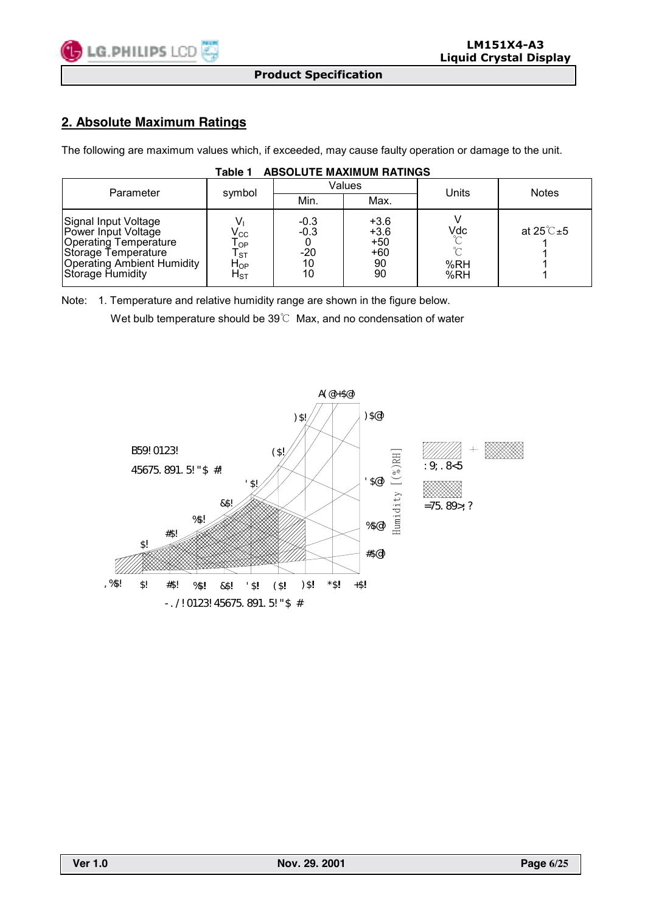## 2. Absolute Maximum Ratings

The following are maximum values which, if exceeded, may cause faulty operation or damage to the unit.

**Table 1 ABSOLUTE MAXIMUM RATINGS**

| Parameter | symbol | Values | | Units | Notes |
|---|---|---|---|---|---|
| | | Min. | Max. | | |
| Signal Input Voltage | $V_I$ | -0.3 | +3.6 | V | at 25℃±5 |
| Power Input Voltage | $V_{CC}$ | -0.3 | +3.6 | Vdc | |
| Operating Temperature | $T_{OP}$ | 0 | +50 | ℃ | 1 |
| Storage Temperature | $T_{ST}$ | -20 | +60 | ℃ | 1 |
| Operating Ambient Humidity | $H_{OP}$ | 10 | 90 | %RH | 1 |
| Storage Humidity | $H_{ST}$ | 10 | 90 | %RH | 1 |

Note: 1. Temperature and relative humidity range are shown in the figure below.
Wet bulb temperature should be 39℃ Max, and no condensation of water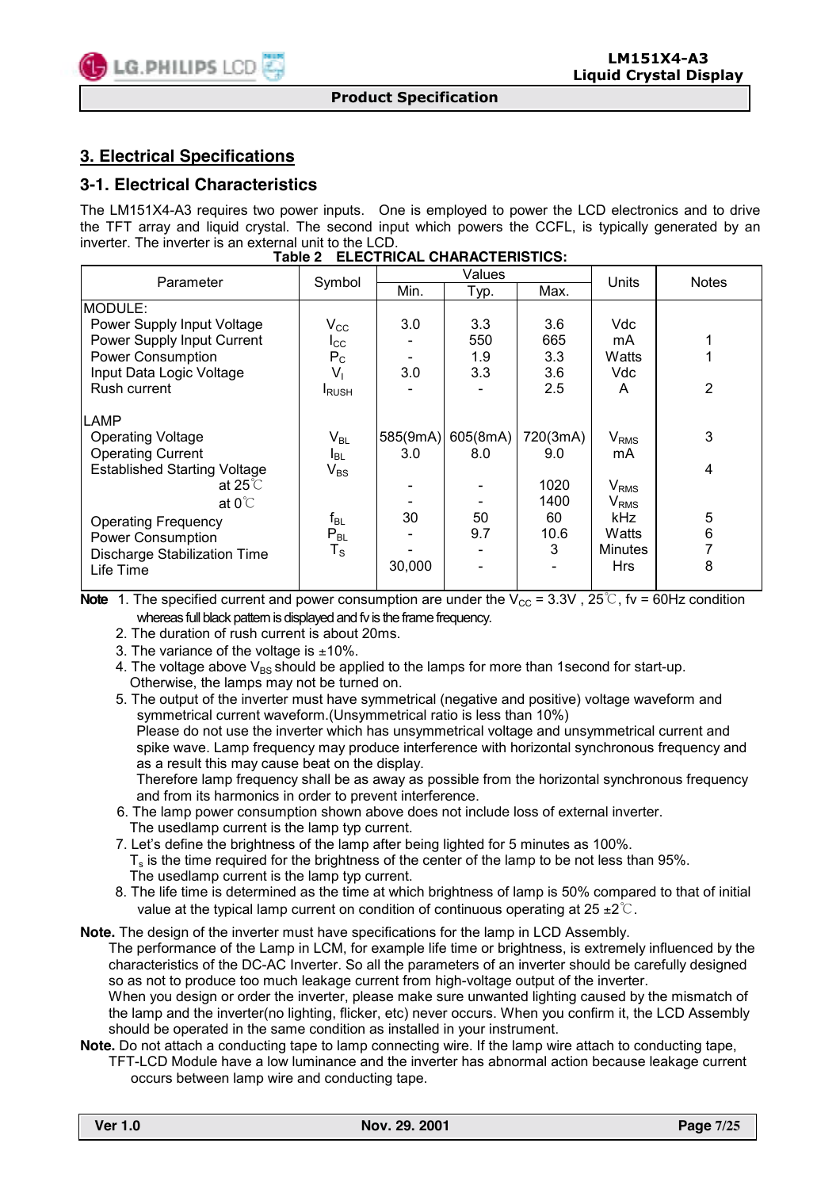## 3. Electrical Specifications

### 3-1. Electrical Characteristics

The LM151X4-A3 requires two power inputs. One is employed to power the LCD electronics and to drive the TFT array and liquid crystal. The second input which powers the CCFL, is typically generated by an inverter. The inverter is an external unit to the LCD.

**Table 2 ELECTRICAL CHARACTERISTICS:**

| Parameter | Symbol | Values | | | Units | Notes |
|---|---|---|---|---|---|---|
| | | Min. | Typ. | Max. | | |
| MODULE: | | | | | | |
| Power Supply Input Voltage | $V_{CC}$ | 3.0 | 3.3 | 3.6 | Vdc | |
| Power Supply Input Current | $I_{CC}$ | - | 550 | 665 | mA | 1 |
| Power Consumption | $P_C$ | - | 1.9 | 3.3 | Watts | 1 |
| Input Data Logic Voltage | $V_I$ | 3.0 | 3.3 | 3.6 | Vdc | |
| Rush current | $I_{RUSH}$ | - | - | 2.5 | A | 2 |
| LAMP | | | | | | |
| Operating Voltage | $V_{BL}$ | 585(9mA) | 605(8mA) | 720(3mA) | $V_{RMS}$ | 3 |
| Operating Current | $I_{BL}$ | 3.0 | 8.0 | 9.0 | mA | |
| Established Starting Voltage | $V_{BS}$ | | | | | 4 |
| at 25℃ | | - | - | 1020 | $V_{RMS}$ | |
| at 0℃ | | - | - | 1400 | $V_{RMS}$ | |
| Operating Frequency | $f_{BL}$ | 30 | 50 | 60 | kHz | 5 |
| Power Consumption | $P_{BL}$ | - | 9.7 | 10.6 | Watts | 6 |
| Discharge Stabilization Time | $T_S$ | - | - | 3 | Minutes | 7 |
| Life Time | | 30,000 | - | - | Hrs | 8 |

**Note** 1. The specified current and power consumption are under the $V_{CC}$ = 3.3V , 25℃, fv = 60Hz condition whereas full black pattern is displayed and fv is the frame frequency.

2. The duration of rush current is about 20ms.
3. The variance of the voltage is ±10%.
4. The voltage above $V_{BS}$ should be applied to the lamps for more than 1second for start-up. Otherwise, the lamps may not be turned on.
5. The output of the inverter must have symmetrical (negative and positive) voltage waveform and symmetrical current waveform.(Unsymmetrical ratio is less than 10%)
   Please do not use the inverter which has unsymmetrical voltage and unsymmetrical current and spike wave. Lamp frequency may produce interference with horizontal synchronous frequency and as a result this may cause beat on the display.
   Therefore lamp frequency shall be as away as possible from the horizontal synchronous frequency and from its harmonics in order to prevent interference.
6. The lamp power consumption shown above does not include loss of external inverter.
   The usedlamp current is the lamp typ current.
7. Let's define the brightness of the lamp after being lighted for 5 minutes as 100%.
   $T_s$ is the time required for the brightness of the center of the lamp to be not less than 95%.
   The usedlamp current is the lamp typ current.
8. The life time is determined as the time at which brightness of lamp is 50% compared to that of initial value at the typical lamp current on condition of continuous operating at 25 ±2℃.

**Note.** The design of the inverter must have specifications for the lamp in LCD Assembly.
The performance of the Lamp in LCM, for example life time or brightness, is extremely influenced by the characteristics of the DC-AC Inverter. So all the parameters of an inverter should be carefully designed so as not to produce too much leakage current from high-voltage output of the inverter.
When you design or order the inverter, please make sure unwanted lighting caused by the mismatch of the lamp and the inverter(no lighting, flicker, etc) never occurs. When you confirm it, the LCD Assembly should be operated in the same condition as installed in your instrument.

**Note.** Do not attach a conducting tape to lamp connecting wire. If the lamp wire attach to conducting tape, TFT-LCD Module have a low luminance and the inverter has abnormal action because leakage current occurs between lamp wire and conducting tape.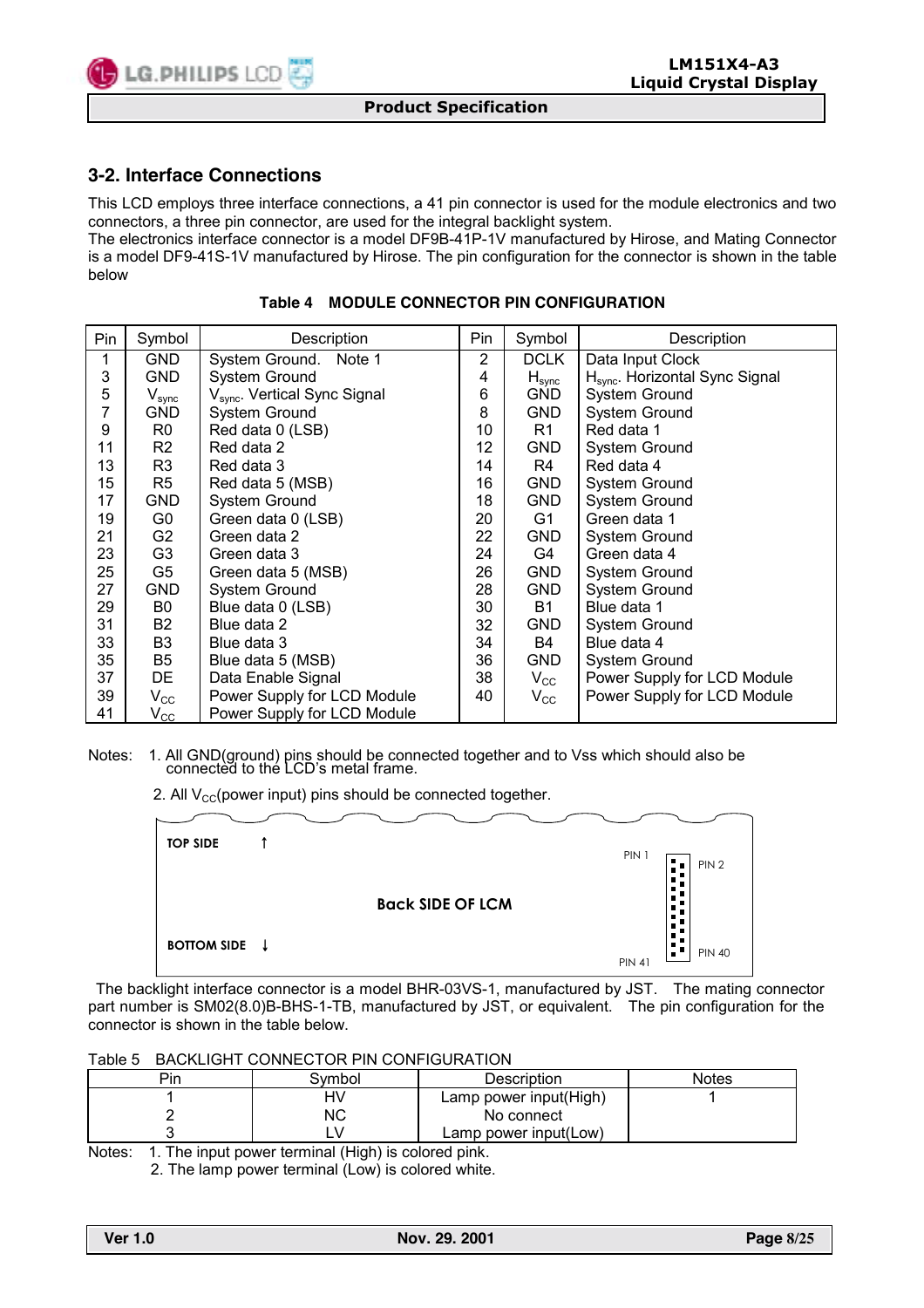## 3-2. Interface Connections

This LCD employs three interface connections, a 41 pin connector is used for the module electronics and two connectors, a three pin connector, are used for the integral backlight system.
The electronics interface connector is a model DF9B-41P-1V manufactured by Hirose, and Mating Connector is a model DF9-41S-1V manufactured by Hirose. The pin configuration for the connector is shown in the table below

**Table 4 MODULE CONNECTOR PIN CONFIGURATION**

| Pin | Symbol | Description | Pin | Symbol | Description |
|---|---|---|---|---|---|
| 1 | GND | System Ground. Note 1 | 2 | DCLK | Data Input Clock |
| 3 | GND | System Ground | 4 | $H_{sync}$ | $H_{sync}$. Horizontal Sync Signal |
| 5 | $V_{sync}$ | $V_{sync}$. Vertical Sync Signal | 6 | GND | System Ground |
| 7 | GND | System Ground | 8 | GND | System Ground |
| 9 | R0 | Red data 0 (LSB) | 10 | R1 | Red data 1 |
| 11 | R2 | Red data 2 | 12 | GND | System Ground |
| 13 | R3 | Red data 3 | 14 | R4 | Red data 4 |
| 15 | R5 | Red data 5 (MSB) | 16 | GND | System Ground |
| 17 | GND | System Ground | 18 | GND | System Ground |
| 19 | G0 | Green data 0 (LSB) | 20 | G1 | Green data 1 |
| 21 | G2 | Green data 2 | 22 | GND | System Ground |
| 23 | G3 | Green data 3 | 24 | G4 | Green data 4 |
| 25 | G5 | Green data 5 (MSB) | 26 | GND | System Ground |
| 27 | GND | System Ground | 28 | GND | System Ground |
| 29 | B0 | Blue data 0 (LSB) | 30 | B1 | Blue data 1 |
| 31 | B2 | Blue data 2 | 32 | GND | System Ground |
| 33 | B3 | Blue data 3 | 34 | B4 | Blue data 4 |
| 35 | B5 | Blue data 5 (MSB) | 36 | GND | System Ground |
| 37 | DE | Data Enable Signal | 38 | $V_{CC}$ | Power Supply for LCD Module |
| 39 | $V_{CC}$ | Power Supply for LCD Module | 40 | $V_{CC}$ | Power Supply for LCD Module |
| 41 | $V_{CC}$ | Power Supply for LCD Module | | | |

Notes: 1. All GND(ground) pins should be connected together and to Vss which should also be connected to the LCD's metal frame.

2. All $V_{CC}$(power input) pins should be connected together.

TOP SIDE ↑

Back SIDE OF LCM

BOTTOM SIDE ↓

PIN 1 PIN 2

PIN 41 PIN 40

The backlight interface connector is a model BHR-03VS-1, manufactured by JST. The mating connector part number is SM02(8.0)B-BHS-1-TB, manufactured by JST, or equivalent. The pin configuration for the connector is shown in the table below.

Table 5 BACKLIGHT CONNECTOR PIN CONFIGURATION

| Pin | Symbol | Description | Notes |
|---|---|---|---|
| 1 | HV | Lamp power input(High) | 1 |
| 2 | NC | No connect | |
| 3 | LV | Lamp power input(Low) | |

Notes: 1. The input power terminal (High) is colored pink.
2. The lamp power terminal (Low) is colored white.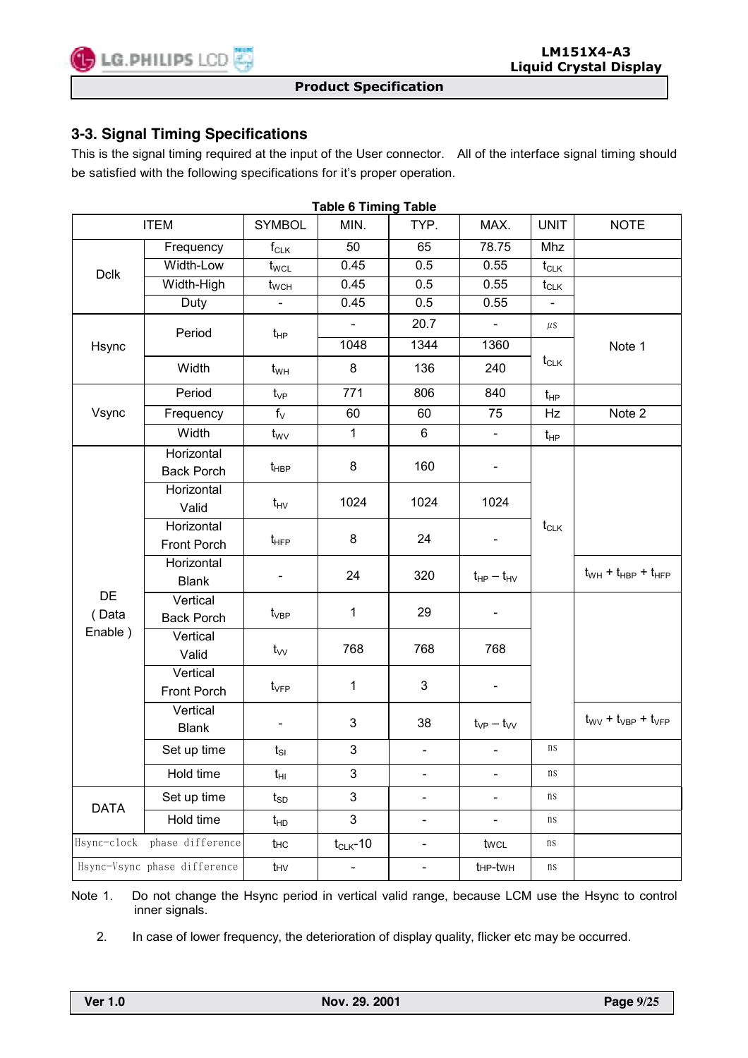## 3-3. Signal Timing Specifications

This is the signal timing required at the input of the User connector. All of the interface signal timing should be satisfied with the following specifications for it's proper operation.

**Table 6 Timing Table**

| ITEM | | SYMBOL | MIN. | TYP. | MAX. | UNIT | NOTE |
|---|---|---|---|---|---|---|---|
| Dclk | Frequency | $f_{CLK}$ | 50 | 65 | 78.75 | Mhz | |
| | Width-Low | $t_{WCL}$ | 0.45 | 0.5 | 0.55 | $t_{CLK}$ | |
| | Width-High | $t_{WCH}$ | 0.45 | 0.5 | 0.55 | $t_{CLK}$ | |
| | Duty | - | 0.45 | 0.5 | 0.55 | - | |
| Hsync | Period | $t_{HP}$ | - | 20.7 | - | $\mu s$ | Note 1 |
| | | | 1048 | 1344 | 1360 | $t_{CLK}$ | |
| | Width | $t_{WH}$ | 8 | 136 | 240 | | |
| Vsync | Period | $t_{VP}$ | 771 | 806 | 840 | $t_{HP}$ | |
| | Frequency | $f_V$ | 60 | 60 | 75 | Hz | Note 2 |
| | Width | $t_{WV}$ | 1 | 6 | - | $t_{HP}$ | |
| DE ( Data Enable ) | Horizontal Back Porch | $t_{HBP}$ | 8 | 160 | - | $t_{CLK}$ | |
| | Horizontal Valid | $t_{HV}$ | 1024 | 1024 | 1024 | | |
| | Horizontal Front Porch | $t_{HFP}$ | 8 | 24 | - | | |
| | Horizontal Blank | - | 24 | 320 | $t_{HP} - t_{HV}$ | | $t_{WH} + t_{HBP} + t_{HFP}$ |
| | Vertical Back Porch | $t_{VBP}$ | 1 | 29 | - | | |
| | Vertical Valid | $t_{VV}$ | 768 | 768 | 768 | | |
| | Vertical Front Porch | $t_{VFP}$ | 1 | 3 | - | | |
| | Vertical Blank | - | 3 | 38 | $t_{VP} - t_{VV}$ | | $t_{WV} + t_{VBP} + t_{VFP}$ |
| | Set up time | $t_{SI}$ | 3 | - | - | ns | |
| | Hold time | $t_{HI}$ | 3 | - | - | ns | |
| DATA | Set up time | $t_{SD}$ | 3 | - | - | ns | |
| | Hold time | $t_{HD}$ | 3 | - | - | ns | |
| Hsync-clock phase difference | | $t_{HC}$ | $t_{CLK}$-10 | - | $t_{WCL}$ | ns | |
| Hsync-Vsync phase difference | | $t_{HV}$ | - | - | $t_{HP}$-$t_{WH}$ | ns | |

Note 1. Do not change the Hsync period in vertical valid range, because LCM use the Hsync to control inner signals.

2. In case of lower frequency, the deterioration of display quality, flicker etc may be occurred.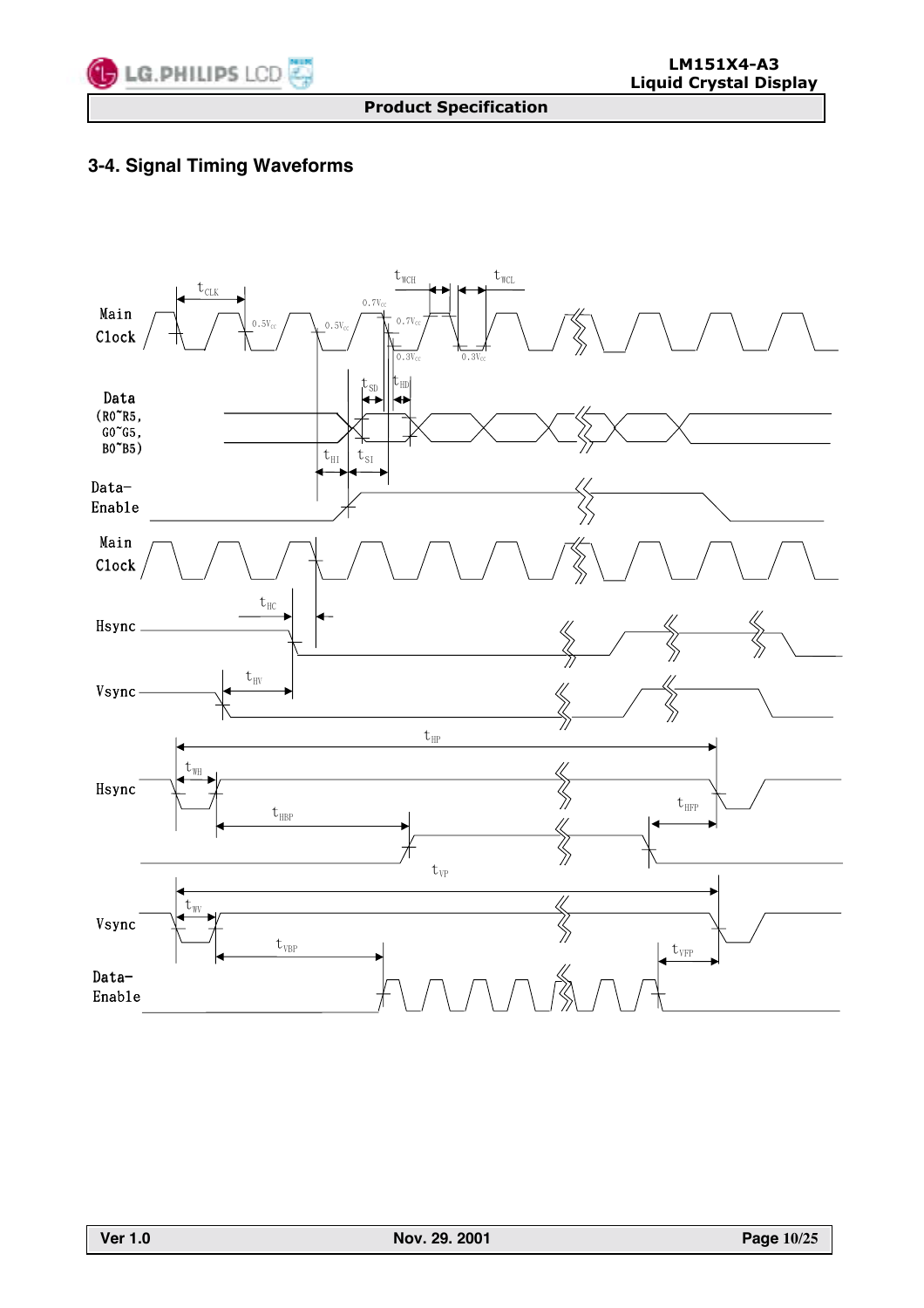## 3-4. Signal Timing Waveforms

Main Clock

Data (R0~R5, G0~G5, B0~B5)

Data-Enable

Main Clock

Hsync

Vsync

Hsync

Vsync

Data-Enable

$t_{CLK}$, $t_{WCH}$, $t_{WCL}$, $0.5V_{cc}$, $0.7V_{cc}$, $0.3V_{cc}$, $t_{SD}$, $t_{HD}$, $t_{HI}$, $t_{SI}$, $t_{HC}$, $t_{HV}$, $t_{HP}$, $t_{WH}$, $t_{HBP}$, $t_{HFP}$, $t_{VP}$, $t_{WV}$, $t_{VBP}$, $t_{VFP}$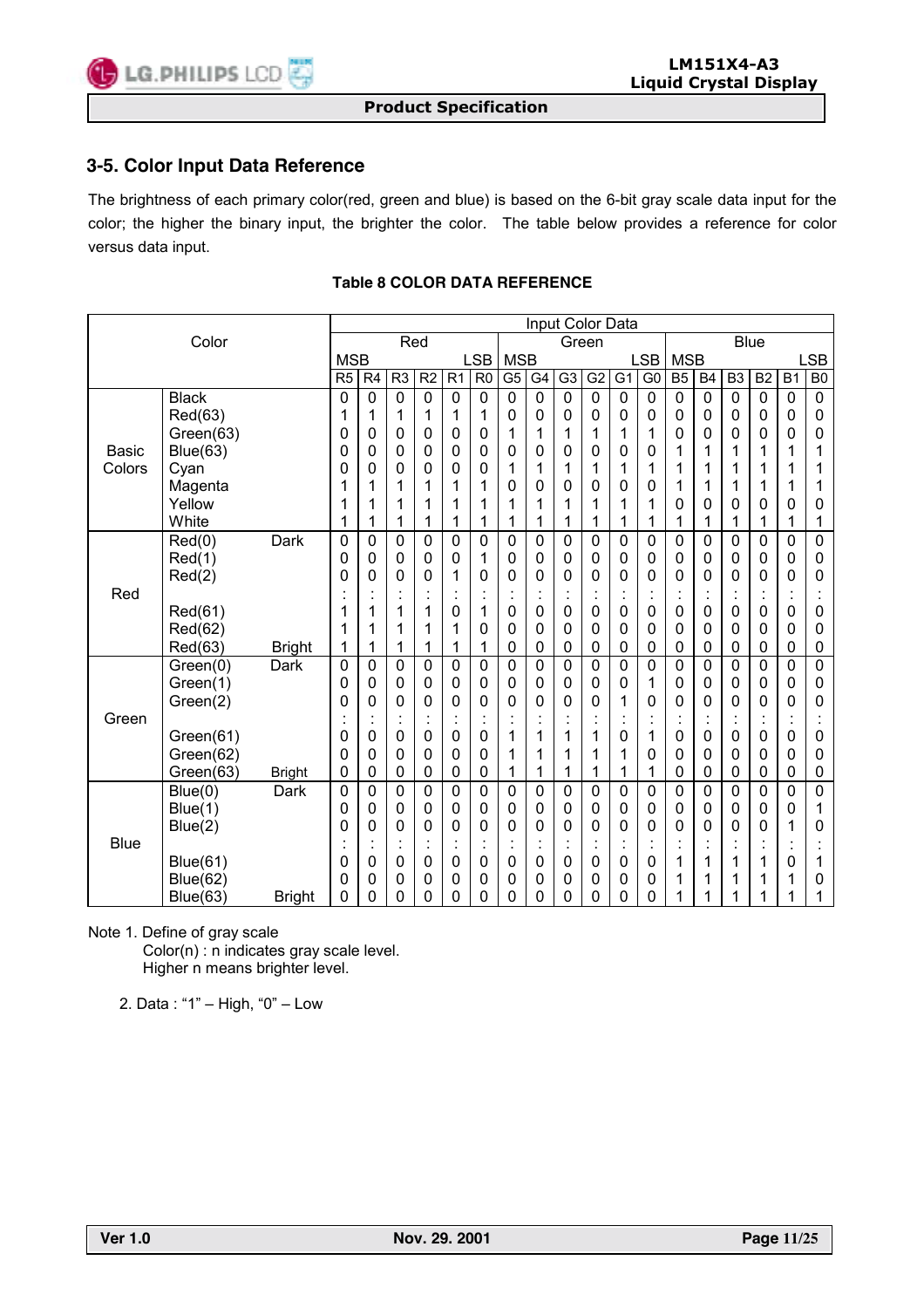## 3-5. Color Input Data Reference

The brightness of each primary color(red, green and blue) is based on the 6-bit gray scale data input for the color; the higher the binary input, the brighter the color. The table below provides a reference for color versus data input.

**Table 8 COLOR DATA REFERENCE**

| Color | | | Input Color Data | | | | | | | | | | | | | | | | | |
|---|---|---|---|---|---|---|---|---|---|---|---|---|---|---|---|---|---|---|---|---|
| | | | Red | | | | | | Green | | | | | | Blue | | | | | |
| | | | MSB | | | | | LSB | MSB | | | | | LSB | MSB | | | | | LSB |
| | | | R5 | R4 | R3 | R2 | R1 | R0 | G5 | G4 | G3 | G2 | G1 | G0 | B5 | B4 | B3 | B2 | B1 | B0 |
| Basic Colors | Black | | 0 | 0 | 0 | 0 | 0 | 0 | 0 | 0 | 0 | 0 | 0 | 0 | 0 | 0 | 0 | 0 | 0 | 0 |
| | Red(63) | | 1 | 1 | 1 | 1 | 1 | 1 | 0 | 0 | 0 | 0 | 0 | 0 | 0 | 0 | 0 | 0 | 0 | 0 |
| | Green(63) | | 0 | 0 | 0 | 0 | 0 | 0 | 1 | 1 | 1 | 1 | 1 | 1 | 0 | 0 | 0 | 0 | 0 | 0 |
| | Blue(63) | | 0 | 0 | 0 | 0 | 0 | 0 | 0 | 0 | 0 | 0 | 0 | 0 | 1 | 1 | 1 | 1 | 1 | 1 |
| | Cyan | | 0 | 0 | 0 | 0 | 0 | 0 | 1 | 1 | 1 | 1 | 1 | 1 | 1 | 1 | 1 | 1 | 1 | 1 |
| | Magenta | | 1 | 1 | 1 | 1 | 1 | 1 | 0 | 0 | 0 | 0 | 0 | 0 | 1 | 1 | 1 | 1 | 1 | 1 |
| | Yellow | | 1 | 1 | 1 | 1 | 1 | 1 | 1 | 1 | 1 | 1 | 1 | 1 | 0 | 0 | 0 | 0 | 0 | 0 |
| | White | | 1 | 1 | 1 | 1 | 1 | 1 | 1 | 1 | 1 | 1 | 1 | 1 | 1 | 1 | 1 | 1 | 1 | 1 |
| Red | Red(0) | Dark | 0 | 0 | 0 | 0 | 0 | 0 | 0 | 0 | 0 | 0 | 0 | 0 | 0 | 0 | 0 | 0 | 0 | 0 |
| | Red(1) | | 0 | 0 | 0 | 0 | 0 | 1 | 0 | 0 | 0 | 0 | 0 | 0 | 0 | 0 | 0 | 0 | 0 | 0 |
| | Red(2) | | 0 | 0 | 0 | 0 | 1 | 0 | 0 | 0 | 0 | 0 | 0 | 0 | 0 | 0 | 0 | 0 | 0 | 0 |
| | | | : | : | : | : | : | : | : | : | : | : | : | : | : | : | : | : | : | : |
| | Red(61) | | 1 | 1 | 1 | 1 | 0 | 1 | 0 | 0 | 0 | 0 | 0 | 0 | 0 | 0 | 0 | 0 | 0 | 0 |
| | Red(62) | | 1 | 1 | 1 | 1 | 1 | 0 | 0 | 0 | 0 | 0 | 0 | 0 | 0 | 0 | 0 | 0 | 0 | 0 |
| | Red(63) | Bright | 1 | 1 | 1 | 1 | 1 | 1 | 0 | 0 | 0 | 0 | 0 | 0 | 0 | 0 | 0 | 0 | 0 | 0 |
| Green | Green(0) | Dark | 0 | 0 | 0 | 0 | 0 | 0 | 0 | 0 | 0 | 0 | 0 | 0 | 0 | 0 | 0 | 0 | 0 | 0 |
| | Green(1) | | 0 | 0 | 0 | 0 | 0 | 0 | 0 | 0 | 0 | 0 | 0 | 1 | 0 | 0 | 0 | 0 | 0 | 0 |
| | Green(2) | | 0 | 0 | 0 | 0 | 0 | 0 | 0 | 0 | 0 | 0 | 1 | 0 | 0 | 0 | 0 | 0 | 0 | 0 |
| | | | : | : | : | : | : | : | : | : | : | : | : | : | : | : | : | : | : | : |
| | Green(61) | | 0 | 0 | 0 | 0 | 0 | 0 | 1 | 1 | 1 | 1 | 0 | 1 | 0 | 0 | 0 | 0 | 0 | 0 |
| | Green(62) | | 0 | 0 | 0 | 0 | 0 | 0 | 1 | 1 | 1 | 1 | 1 | 0 | 0 | 0 | 0 | 0 | 0 | 0 |
| | Green(63) | Bright | 0 | 0 | 0 | 0 | 0 | 0 | 1 | 1 | 1 | 1 | 1 | 1 | 0 | 0 | 0 | 0 | 0 | 0 |
| Blue | Blue(0) | Dark | 0 | 0 | 0 | 0 | 0 | 0 | 0 | 0 | 0 | 0 | 0 | 0 | 0 | 0 | 0 | 0 | 0 | 0 |
| | Blue(1) | | 0 | 0 | 0 | 0 | 0 | 0 | 0 | 0 | 0 | 0 | 0 | 0 | 0 | 0 | 0 | 0 | 0 | 1 |
| | Blue(2) | | 0 | 0 | 0 | 0 | 0 | 0 | 0 | 0 | 0 | 0 | 0 | 0 | 0 | 0 | 0 | 0 | 1 | 0 |
| | | | : | : | : | : | : | : | : | : | : | : | : | : | : | : | : | : | : | : |
| | Blue(61) | | 0 | 0 | 0 | 0 | 0 | 0 | 0 | 0 | 0 | 0 | 0 | 0 | 1 | 1 | 1 | 1 | 0 | 1 |
| | Blue(62) | | 0 | 0 | 0 | 0 | 0 | 0 | 0 | 0 | 0 | 0 | 0 | 0 | 1 | 1 | 1 | 1 | 1 | 0 |
| | Blue(63) | Bright | 0 | 0 | 0 | 0 | 0 | 0 | 0 | 0 | 0 | 0 | 0 | 0 | 1 | 1 | 1 | 1 | 1 | 1 |

Note 1. Define of gray scale
Color(n) : n indicates gray scale level.
Higher n means brighter level.

2. Data : "1" – High, "0" – Low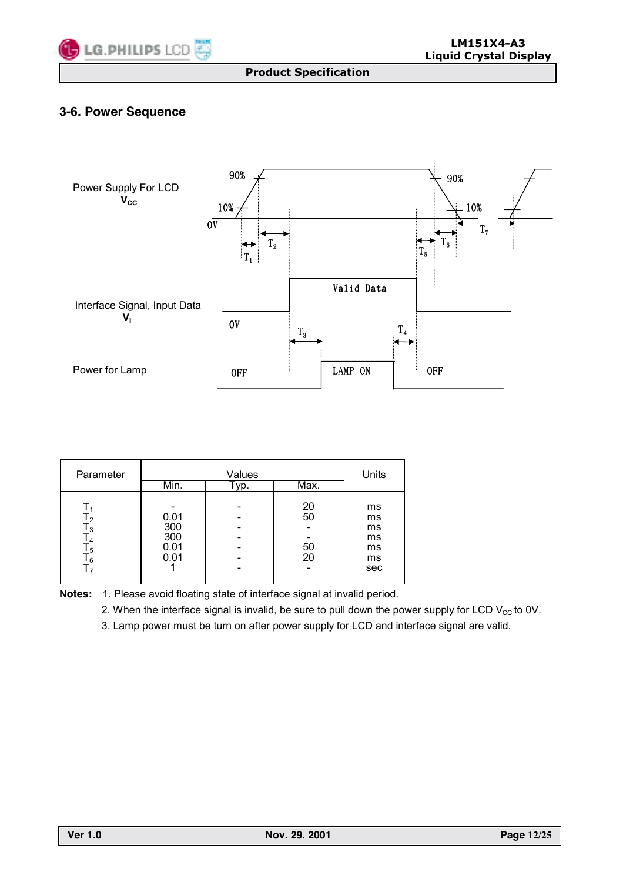## 3-6. Power Sequence

| Parameter | Values | | | Units |
|---|---|---|---|---|
| | Min. | Typ. | Max. | |
| $T_1$ | - | - | 20 | ms |
| $T_2$ | 0.01 | - | 50 | ms |
| $T_3$ | 300 | - | - | ms |
| $T_4$ | 300 | - | - | ms |
| $T_5$ | 0.01 | - | 50 | ms |
| $T_6$ | 0.01 | - | 20 | ms |
| $T_7$ | 1 | - | - | sec |

**Notes:**

1. Please avoid floating state of interface signal at invalid period.
2. When the interface signal is invalid, be sure to pull down the power supply for LCD $V_{CC}$ to 0V.
3. Lamp power must be turn on after power supply for LCD and interface signal are valid.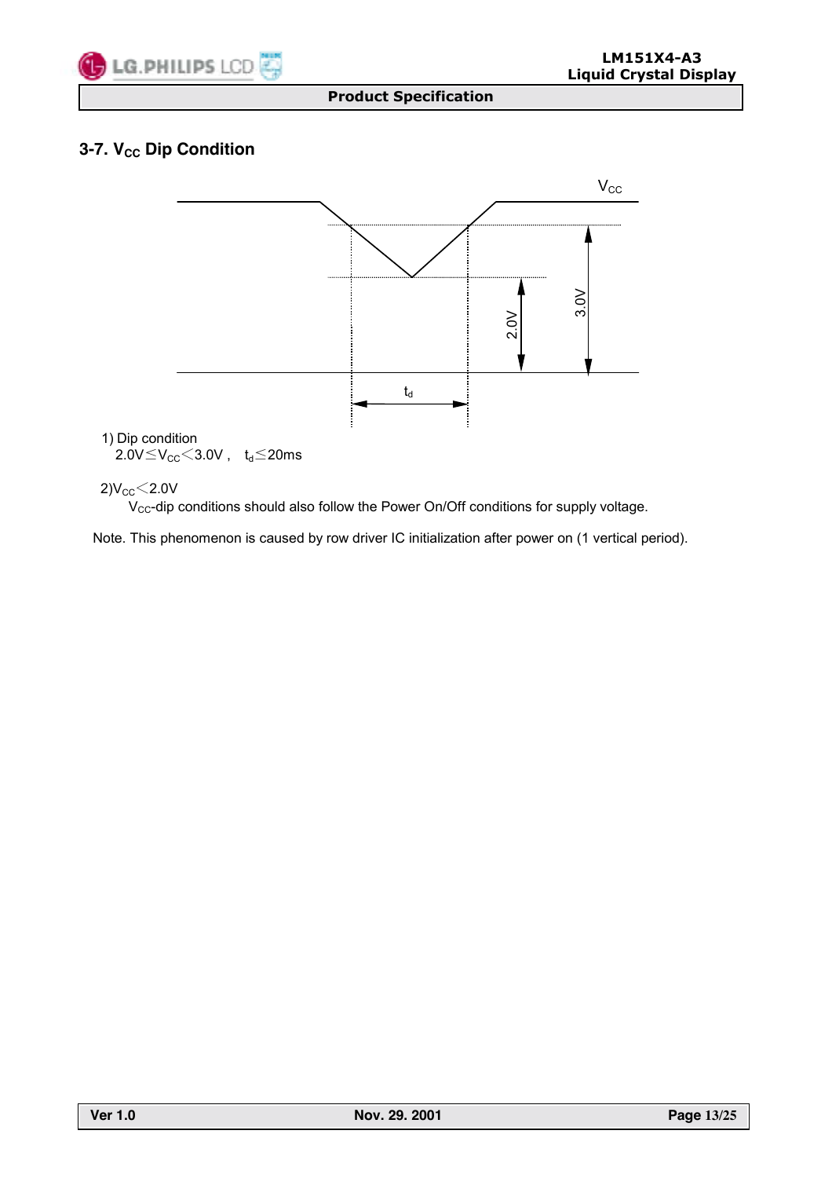## 3-7. $V_{CC}$ Dip Condition

1) Dip condition

$2.0V \leq V_{CC} < 3.0V$ , $t_d \leq 20ms$

2) $V_{CC} < 2.0V$

$V_{CC}$-dip conditions should also follow the Power On/Off conditions for supply voltage.

Note. This phenomenon is caused by row driver IC initialization after power on (1 vertical period).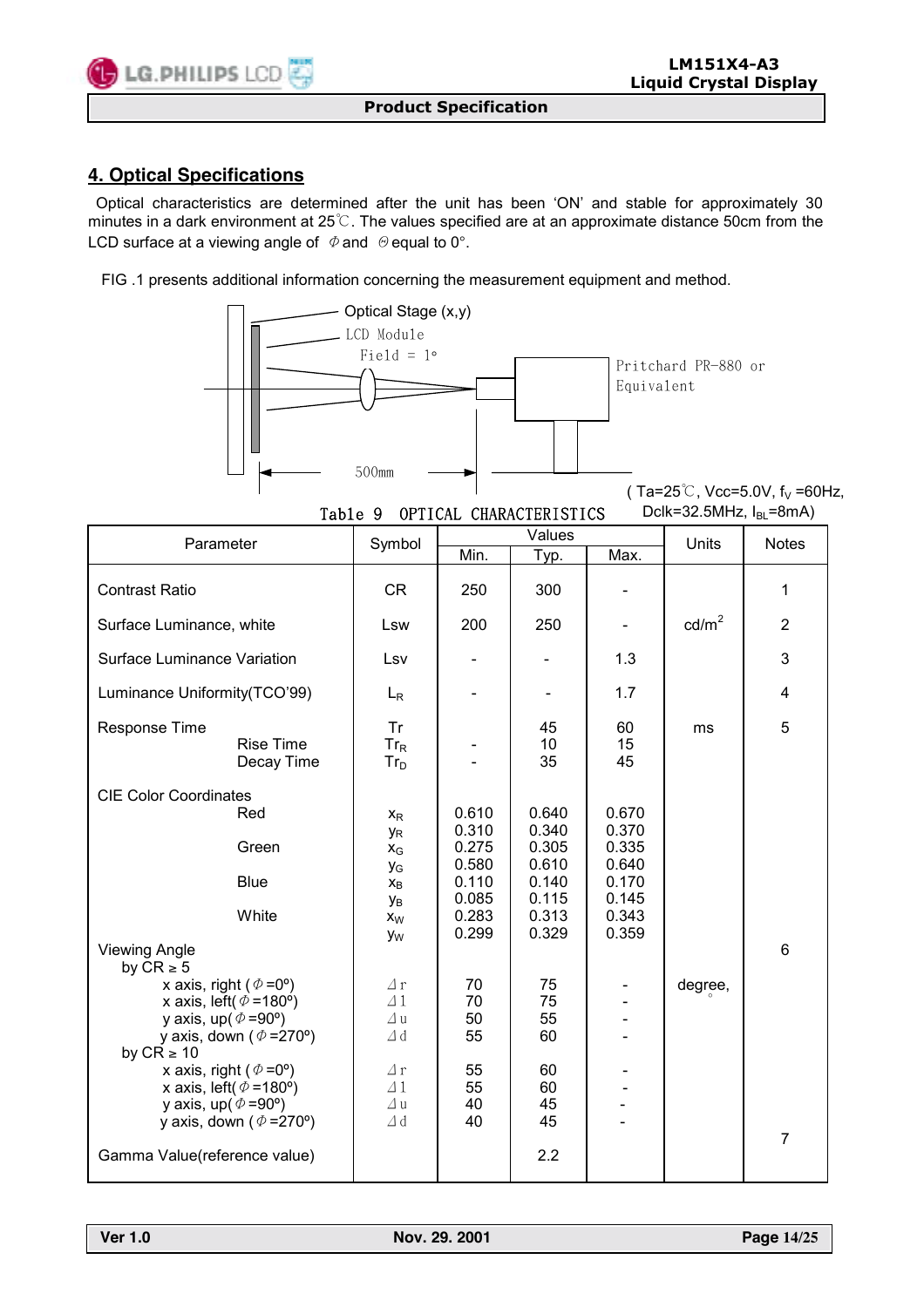## 4. Optical Specifications

Optical characteristics are determined after the unit has been 'ON' and stable for approximately 30 minutes in a dark environment at 25℃. The values specified are at an approximate distance 50cm from the LCD surface at a viewing angle of Φ and Θ equal to 0°.

FIG .1 presents additional information concerning the measurement equipment and method.

Optical Stage (x,y)

LCD Module

Field = 1°

Pritchard PR-880 or Equivalent

500mm

( Ta=25℃, Vcc=5.0V, $f_V$ =60Hz, Dclk=32.5MHz, $I_{BL}$=8mA)

Table 9 OPTICAL CHARACTERISTICS

| Parameter | Symbol | Values | | | Units | Notes |
|---|---|---|---|---|---|---|
| | | Min. | Typ. | Max. | | |
| Contrast Ratio | CR | 250 | 300 | - | | 1 |
| Surface Luminance, white | Lsw | 200 | 250 | - | cd/m² | 2 |
| Surface Luminance Variation | Lsv | - | - | 1.3 | | 3 |
| Luminance Uniformity(TCO'99) | $L_R$ | - | - | 1.7 | | 4 |
| Response Time | Tr | | 45 | 60 | ms | 5 |
| Rise Time | $Tr_R$ | - | 10 | 15 | | |
| Decay Time | $Tr_D$ | - | 35 | 45 | | |
| CIE Color Coordinates | | | | | | |
| Red | $x_R$ | 0.610 | 0.640 | 0.670 | | |
| | $y_R$ | 0.310 | 0.340 | 0.370 | | |
| Green | $x_G$ | 0.275 | 0.305 | 0.335 | | |
| | $y_G$ | 0.580 | 0.610 | 0.640 | | |
| Blue | $x_B$ | 0.110 | 0.140 | 0.170 | | |
| | $y_B$ | 0.085 | 0.115 | 0.145 | | |
| White | $x_W$ | 0.283 | 0.313 | 0.343 | | |
| | $y_W$ | 0.299 | 0.329 | 0.359 | | |
| Viewing Angle | | | | | | 6 |
| by CR ≥ 5 | | | | | | |
| x axis, right (Φ=0°) | ⊿r | 70 | 75 | - | degree, ° | |
| x axis, left(Φ=180°) | ⊿l | 70 | 75 | - | | |
| y axis, up(Φ=90°) | ⊿u | 50 | 55 | - | | |
| y axis, down (Φ=270°) | ⊿d | 55 | 60 | - | | |
| by CR ≥ 10 | | | | | | |
| x axis, right (Φ=0°) | ⊿r | 55 | 60 | - | | |
| x axis, left(Φ=180°) | ⊿l | 55 | 60 | - | | |
| y axis, up(Φ=90°) | ⊿u | 40 | 45 | - | | |
| y axis, down (Φ=270°) | ⊿d | 40 | 45 | - | | |
| Gamma Value(reference value) | | | 2.2 | | | 7 |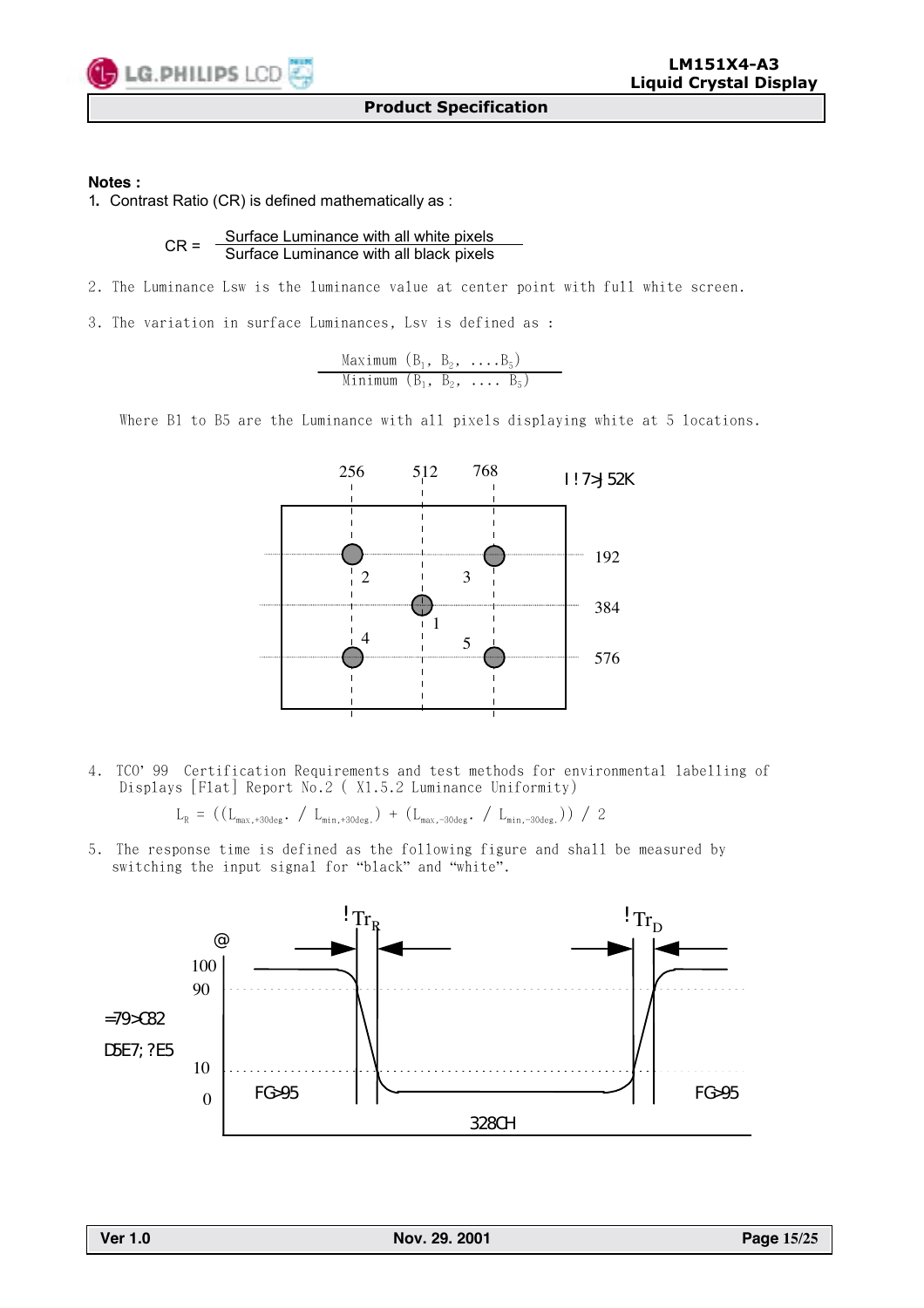**Notes :**

1. Contrast Ratio (CR) is defined mathematically as :

$$CR = \frac{\text{Surface Luminance with all white pixels}}{\text{Surface Luminance with all black pixels}}$$

2. The Luminance Lsw is the luminance value at center point with full white screen.

3. The variation in surface Luminances, Lsv is defined as :

$$\frac{\text{Maximum } (B_1,\ B_2,\ \ldots B_5)}{\text{Minimum } (B_1,\ B_2,\ \ldots\ B_5)}$$

Where B1 to B5 are the Luminance with all pixels displaying white at 5 locations.

256 512 768

192

384

576

2 3 1 4 5

4. TCO' 99 Certification Requirements and test methods for environmental labelling of Displays [Flat] Report No.2 ( X1.5.2 Luminance Uniformity)

$$L_R = ((L_{max,+30deg.} / L_{min,+30deg.}) + (L_{max,-30deg.} / L_{min,-30deg.})) / 2$$

5. The response time is defined as the following figure and shall be measured by switching the input signal for "black" and "white".

$Tr_R$ $Tr_D$

100 90 10 0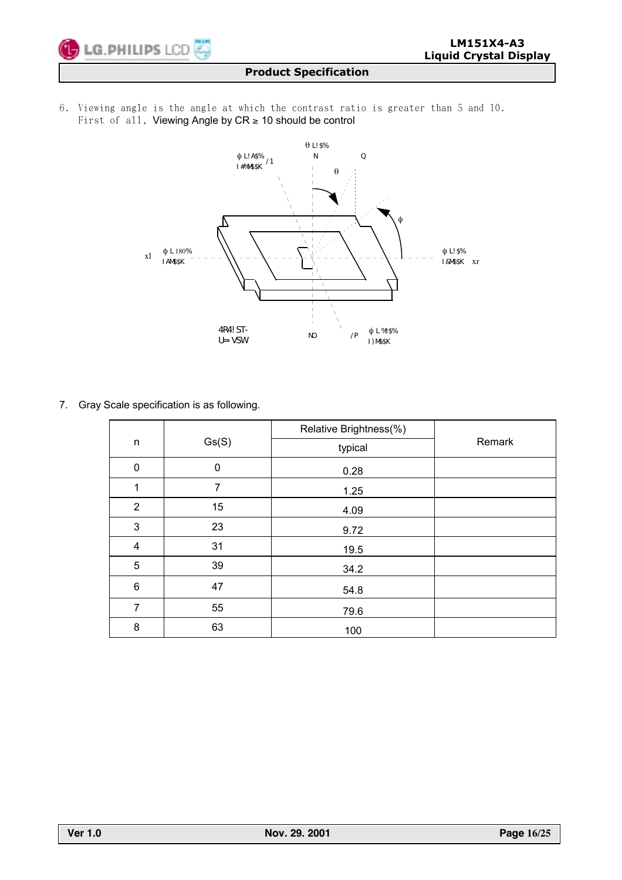6. Viewing angle is the angle at which the contrast ratio is greater than 5 and 10.
   First of all, Viewing Angle by CR ≥ 10 should be control

7. Gray Scale specification is as following.

| n | Gs(S) | Relative Brightness(%) | Remark |
|---|---|---|---|
| | | typical | |
| 0 | 0 | 0.28 | |
| 1 | 7 | 1.25 | |
| 2 | 15 | 4.09 | |
| 3 | 23 | 9.72 | |
| 4 | 31 | 19.5 | |
| 5 | 39 | 34.2 | |
| 6 | 47 | 54.8 | |
| 7 | 55 | 79.6 | |
| 8 | 63 | 100 | |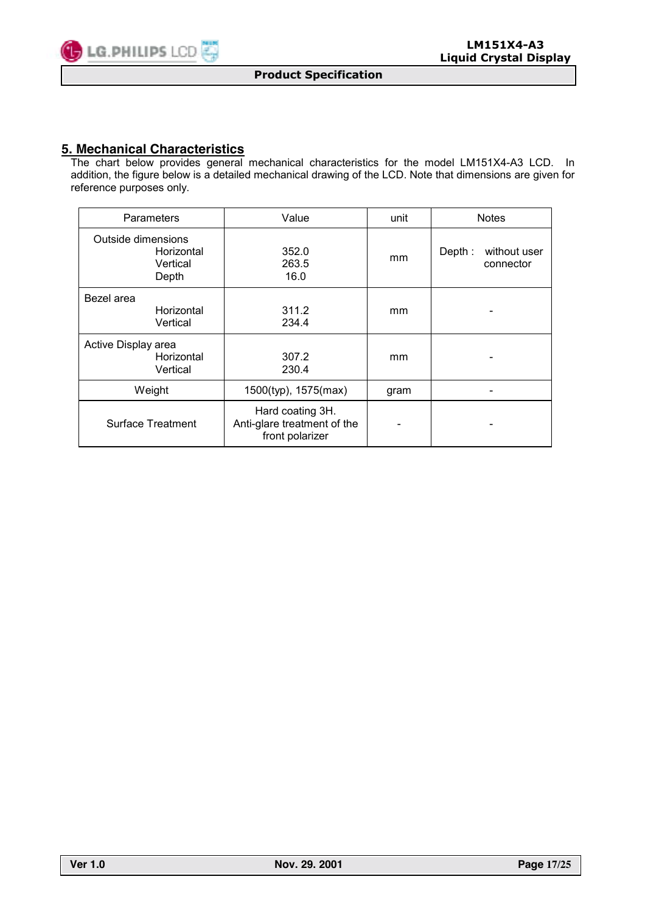## 5. Mechanical Characteristics

The chart below provides general mechanical characteristics for the model LM151X4-A3 LCD. In addition, the figure below is a detailed mechanical drawing of the LCD. Note that dimensions are given for reference purposes only.

| Parameters | Value | unit | Notes |
|---|---|---|---|
| Outside dimensions<br>Horizontal<br>Vertical<br>Depth | <br>352.0<br>263.5<br>16.0 | mm | Depth : without user connector |
| Bezel area<br>Horizontal<br>Vertical | <br>311.2<br>234.4 | mm | - |
| Active Display area<br>Horizontal<br>Vertical | <br>307.2<br>230.4 | mm | - |
| Weight | 1500(typ), 1575(max) | gram | - |
| Surface Treatment | Hard coating 3H.<br>Anti-glare treatment of the front polarizer | - | - |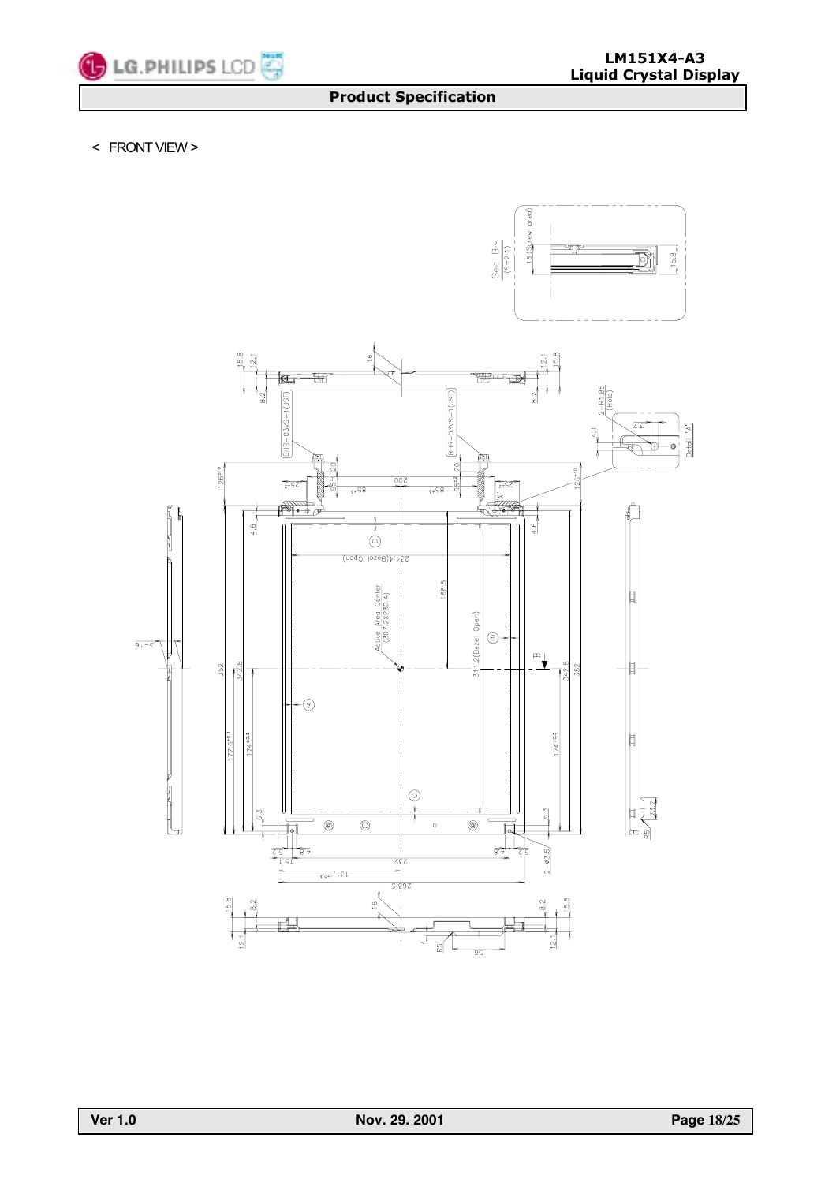< FRONT VIEW >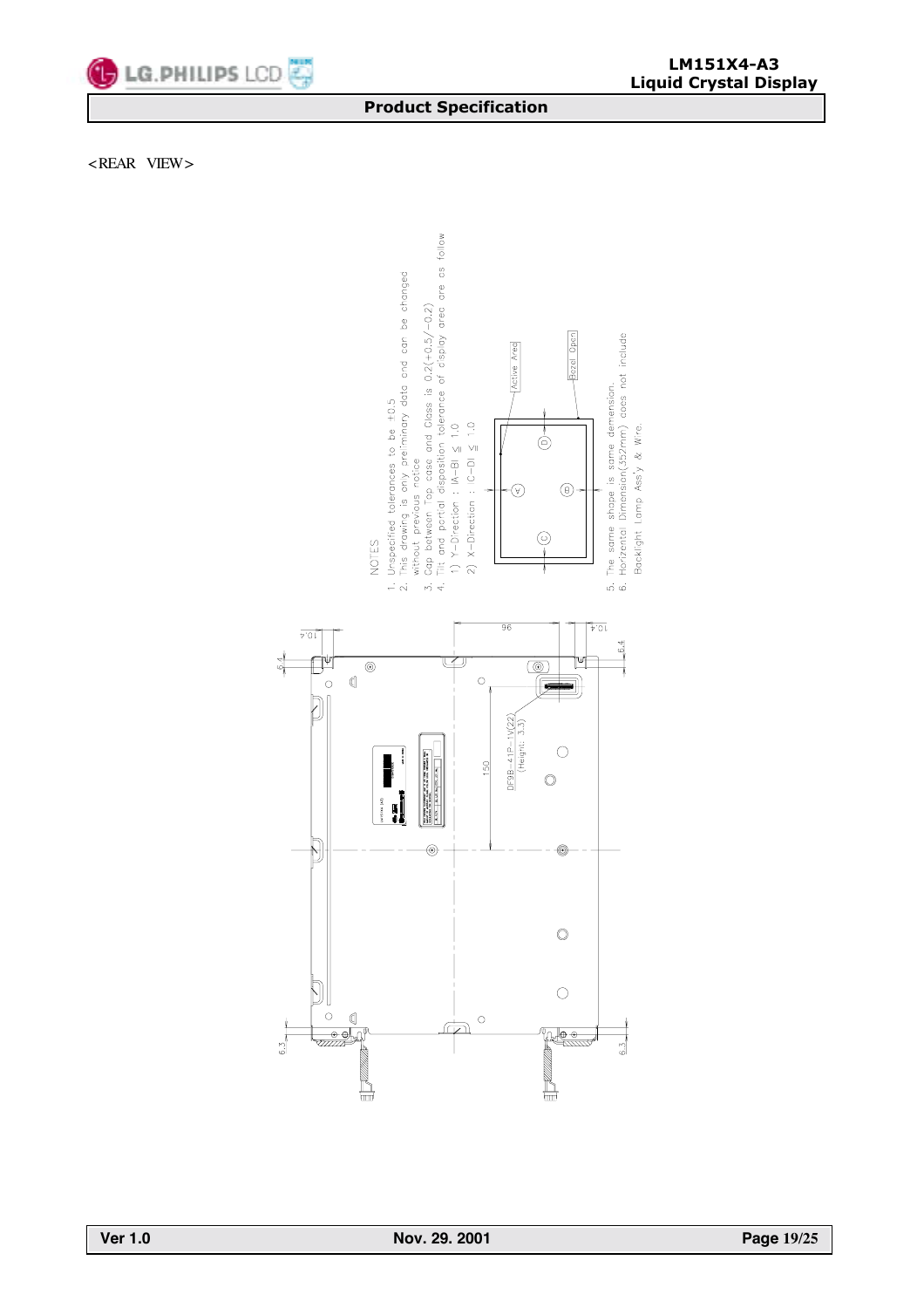<REAR VIEW>

NOTES

1. Unspecified tolerances to be ±0.5
2. This drawing is only preliminary data and can be changed without previous notice
3. Gap between Top case and Glass is 0.2(+0.5/−0.2)
4. Tilt and partial disposition tolerance of display area are as follow
   1) Y−Direction : |A−B| ≤ 1.0
   2) X−Direction : |C−D| ≤ 1.0
5. The same shape is same dimension.
6. Horizontal Dimension(352mm) does not include Backlight Lamp Ass'y & Wire.

Active Area

Bezel Open

DF9B−41P−1V(22) (Height: 3.3)

96

150

10.4

6.4

6.3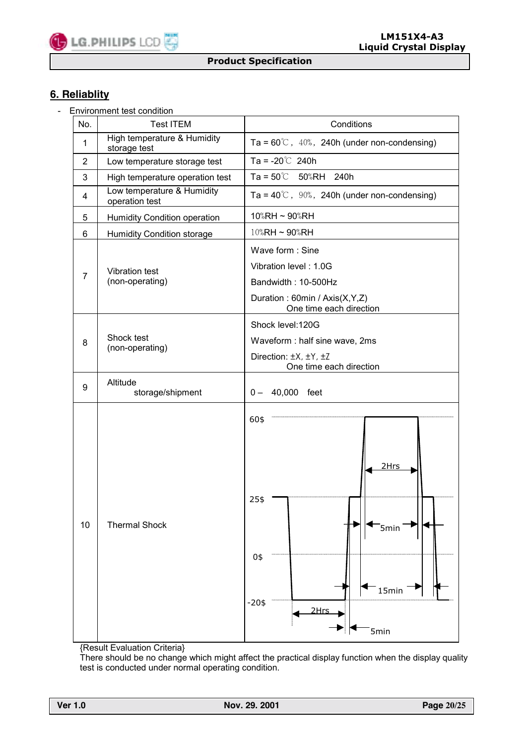## 6. Reliablity

- Environment test condition

| No. | Test ITEM | Conditions |
|---|---|---|
| 1 | High temperature & Humidity storage test | Ta = 60℃, 40%, 240h (under non-condensing) |
| 2 | Low temperature storage test | Ta = -20℃ 240h |
| 3 | High temperature operation test | Ta = 50℃ 50%RH 240h |
| 4 | Low temperature & Humidity operation test | Ta = 40℃, 90%, 240h (under non-condensing) |
| 5 | Humidity Condition operation | 10%RH ~ 90%RH |
| 6 | Humidity Condition storage | 10%RH ~ 90%RH |
| 7 | Vibration test (non-operating) | Wave form : Sine<br>Vibration level : 1.0G<br>Bandwidth : 10-500Hz<br>Duration : 60min / Axis(X,Y,Z)<br>One time each direction |
| 8 | Shock test (non-operating) | Shock level:120G<br>Waveform : half sine wave, 2ms<br>Direction: ±X, ±Y, ±Z<br>One time each direction |
| 9 | Altitude storage/shipment | 0 – 40,000 feet |
| 10 | Thermal Shock | 60$, 25$, 0$, -20$; 2Hrs, 5min, 15min, 2Hrs, 5min |

{Result Evaluation Criteria}
There should be no change which might affect the practical display function when the display quality test is conducted under normal operating condition.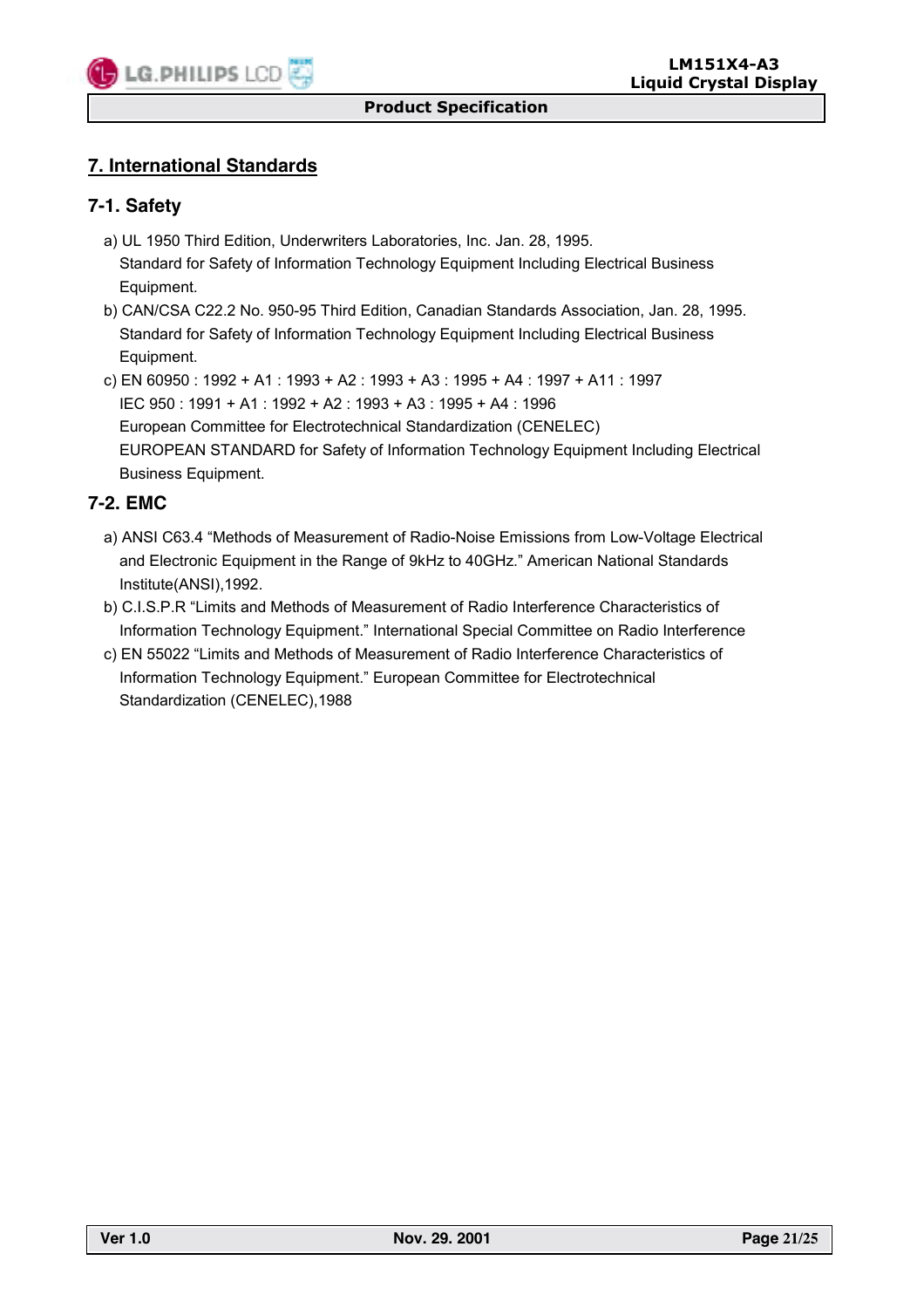## 7. International Standards

### 7-1. Safety

a) UL 1950 Third Edition, Underwriters Laboratories, Inc. Jan. 28, 1995.
   Standard for Safety of Information Technology Equipment Including Electrical Business Equipment.

b) CAN/CSA C22.2 No. 950-95 Third Edition, Canadian Standards Association, Jan. 28, 1995.
   Standard for Safety of Information Technology Equipment Including Electrical Business Equipment.

c) EN 60950 : 1992 + A1 : 1993 + A2 : 1993 + A3 : 1995 + A4 : 1997 + A11 : 1997
   IEC 950 : 1991 + A1 : 1992 + A2 : 1993 + A3 : 1995 + A4 : 1996
   European Committee for Electrotechnical Standardization (CENELEC)
   EUROPEAN STANDARD for Safety of Information Technology Equipment Including Electrical Business Equipment.

### 7-2. EMC

a) ANSI C63.4 “Methods of Measurement of Radio-Noise Emissions from Low-Voltage Electrical and Electronic Equipment in the Range of 9kHz to 40GHz.” American National Standards Institute(ANSI),1992.

b) C.I.S.P.R “Limits and Methods of Measurement of Radio Interference Characteristics of Information Technology Equipment.” International Special Committee on Radio Interference

c) EN 55022 “Limits and Methods of Measurement of Radio Interference Characteristics of Information Technology Equipment.” European Committee for Electrotechnical Standardization (CENELEC),1988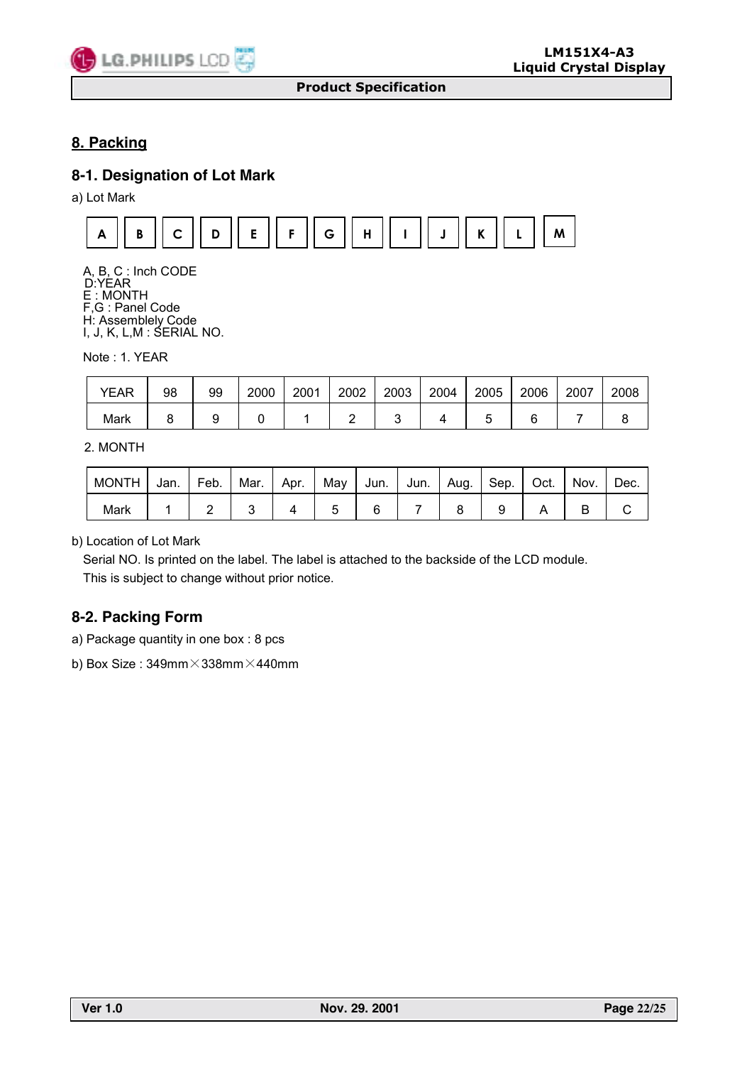# 8. Packing

## 8-1. Designation of Lot Mark

a) Lot Mark

| A | B | C | D | E | F | G | H | I | J | K | L | M |
|---|---|---|---|---|---|---|---|---|---|---|---|---|

A, B, C : Inch CODE
D:YEAR
E : MONTH
F,G : Panel Code
H: Assemblely Code
I, J, K, L,M : SERIAL NO.

Note : 1. YEAR

| YEAR | 98 | 99 | 2000 | 2001 | 2002 | 2003 | 2004 | 2005 | 2006 | 2007 | 2008 |
|---|---|---|---|---|---|---|---|---|---|---|---|
| Mark | 8 | 9 | 0 | 1 | 2 | 3 | 4 | 5 | 6 | 7 | 8 |

2. MONTH

| MONTH | Jan. | Feb. | Mar. | Apr. | May | Jun. | Jun. | Aug. | Sep. | Oct. | Nov. | Dec. |
|---|---|---|---|---|---|---|---|---|---|---|---|---|
| Mark | 1 | 2 | 3 | 4 | 5 | 6 | 7 | 8 | 9 | A | B | C |

b) Location of Lot Mark

Serial NO. Is printed on the label. The label is attached to the backside of the LCD module.
This is subject to change without prior notice.

## 8-2. Packing Form

a) Package quantity in one box : 8 pcs

b) Box Size : 349mm×338mm×440mm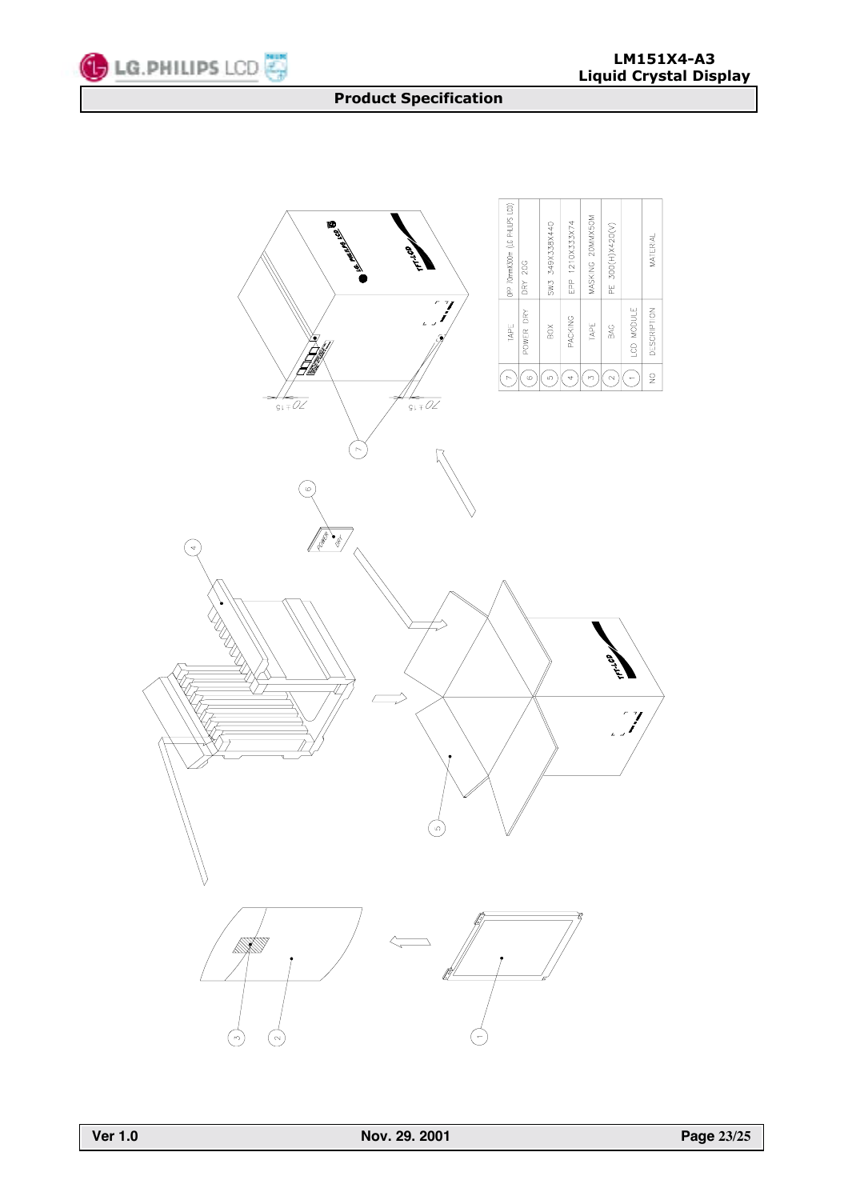| NO | DESCRIPTION | MATERIAL |
| --- | --- | --- |
| 1 | LCD MODULE | |
| 2 | BAG | PE 300(H)X420(V) |
| 3 | TAPE | MASKING 20MMX50M |
| 4 | PACKING | EPP 1210X333X74 |
| 5 | BOX | SW3 349X338X440 |
| 6 | POWER DRY | DRY 20G |
| 7 | TAPE | OPP 70mmX300m (LG PHILIPS LCD) |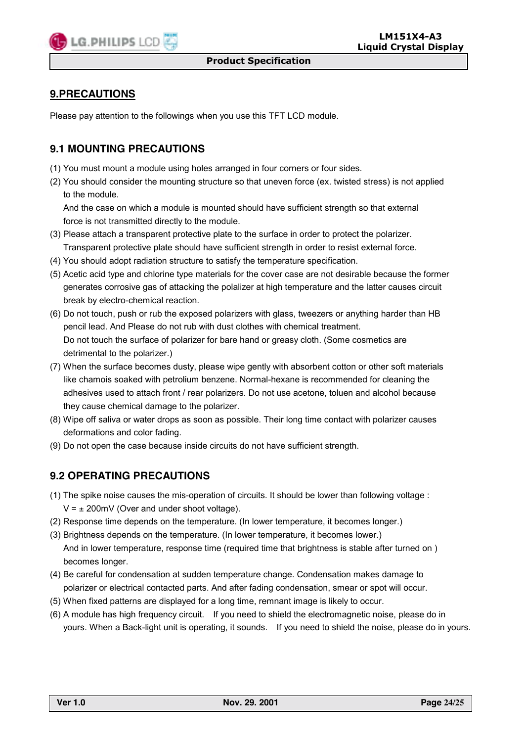## 9.PRECAUTIONS

Please pay attention to the followings when you use this TFT LCD module.

### 9.1 MOUNTING PRECAUTIONS

(1) You must mount a module using holes arranged in four corners or four sides.

(2) You should consider the mounting structure so that uneven force (ex. twisted stress) is not applied to the module.
And the case on which a module is mounted should have sufficient strength so that external force is not transmitted directly to the module.

(3) Please attach a transparent protective plate to the surface in order to protect the polarizer.
Transparent protective plate should have sufficient strength in order to resist external force.

(4) You should adopt radiation structure to satisfy the temperature specification.

(5) Acetic acid type and chlorine type materials for the cover case are not desirable because the former generates corrosive gas of attacking the polarizer at high temperature and the latter causes circuit break by electro-chemical reaction.

(6) Do not touch, push or rub the exposed polarizers with glass, tweezers or anything harder than HB pencil lead. And Please do not rub with dust clothes with chemical treatment.
Do not touch the surface of polarizer for bare hand or greasy cloth. (Some cosmetics are detrimental to the polarizer.)

(7) When the surface becomes dusty, please wipe gently with absorbent cotton or other soft materials like chamois soaked with petrolium benzene. Normal-hexane is recommended for cleaning the adhesives used to attach front / rear polarizers. Do not use acetone, toluen and alcohol because they cause chemical damage to the polarizer.

(8) Wipe off saliva or water drops as soon as possible. Their long time contact with polarizer causes deformations and color fading.

(9) Do not open the case because inside circuits do not have sufficient strength.

### 9.2 OPERATING PRECAUTIONS

(1) The spike noise causes the mis-operation of circuits. It should be lower than following voltage :
$V = \pm$ 200mV (Over and under shoot voltage).

(2) Response time depends on the temperature. (In lower temperature, it becomes longer.)

(3) Brightness depends on the temperature. (In lower temperature, it becomes lower.)
And in lower temperature, response time (required time that brightness is stable after turned on ) becomes longer.

(4) Be careful for condensation at sudden temperature change. Condensation makes damage to polarizer or electrical contacted parts. And after fading condensation, smear or spot will occur.

(5) When fixed patterns are displayed for a long time, remnant image is likely to occur.

(6) A module has high frequency circuit. If you need to shield the electromagnetic noise, please do in yours. When a Back-light unit is operating, it sounds. If you need to shield the noise, please do in yours.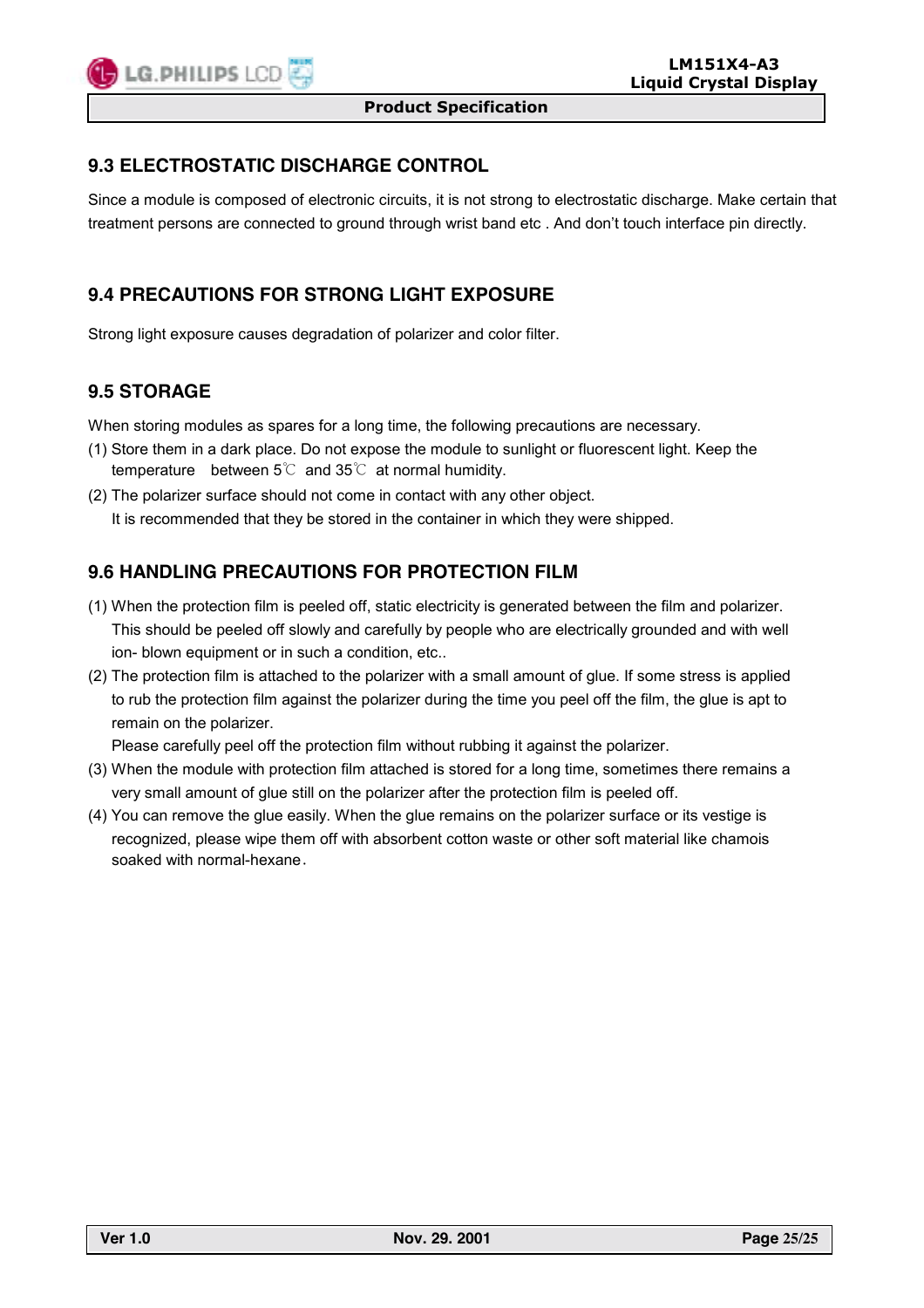## 9.3 ELECTROSTATIC DISCHARGE CONTROL

Since a module is composed of electronic circuits, it is not strong to electrostatic discharge. Make certain that treatment persons are connected to ground through wrist band etc . And don't touch interface pin directly.

## 9.4 PRECAUTIONS FOR STRONG LIGHT EXPOSURE

Strong light exposure causes degradation of polarizer and color filter.

## 9.5 STORAGE

When storing modules as spares for a long time, the following precautions are necessary.

(1) Store them in a dark place. Do not expose the module to sunlight or fluorescent light. Keep the temperature between 5℃ and 35℃ at normal humidity.

(2) The polarizer surface should not come in contact with any other object.
It is recommended that they be stored in the container in which they were shipped.

## 9.6 HANDLING PRECAUTIONS FOR PROTECTION FILM

(1) When the protection film is peeled off, static electricity is generated between the film and polarizer. This should be peeled off slowly and carefully by people who are electrically grounded and with well ion- blown equipment or in such a condition, etc..

(2) The protection film is attached to the polarizer with a small amount of glue. If some stress is applied to rub the protection film against the polarizer during the time you peel off the film, the glue is apt to remain on the polarizer.
Please carefully peel off the protection film without rubbing it against the polarizer.

(3) When the module with protection film attached is stored for a long time, sometimes there remains a very small amount of glue still on the polarizer after the protection film is peeled off.

(4) You can remove the glue easily. When the glue remains on the polarizer surface or its vestige is recognized, please wipe them off with absorbent cotton waste or other soft material like chamois soaked with normal-hexane.